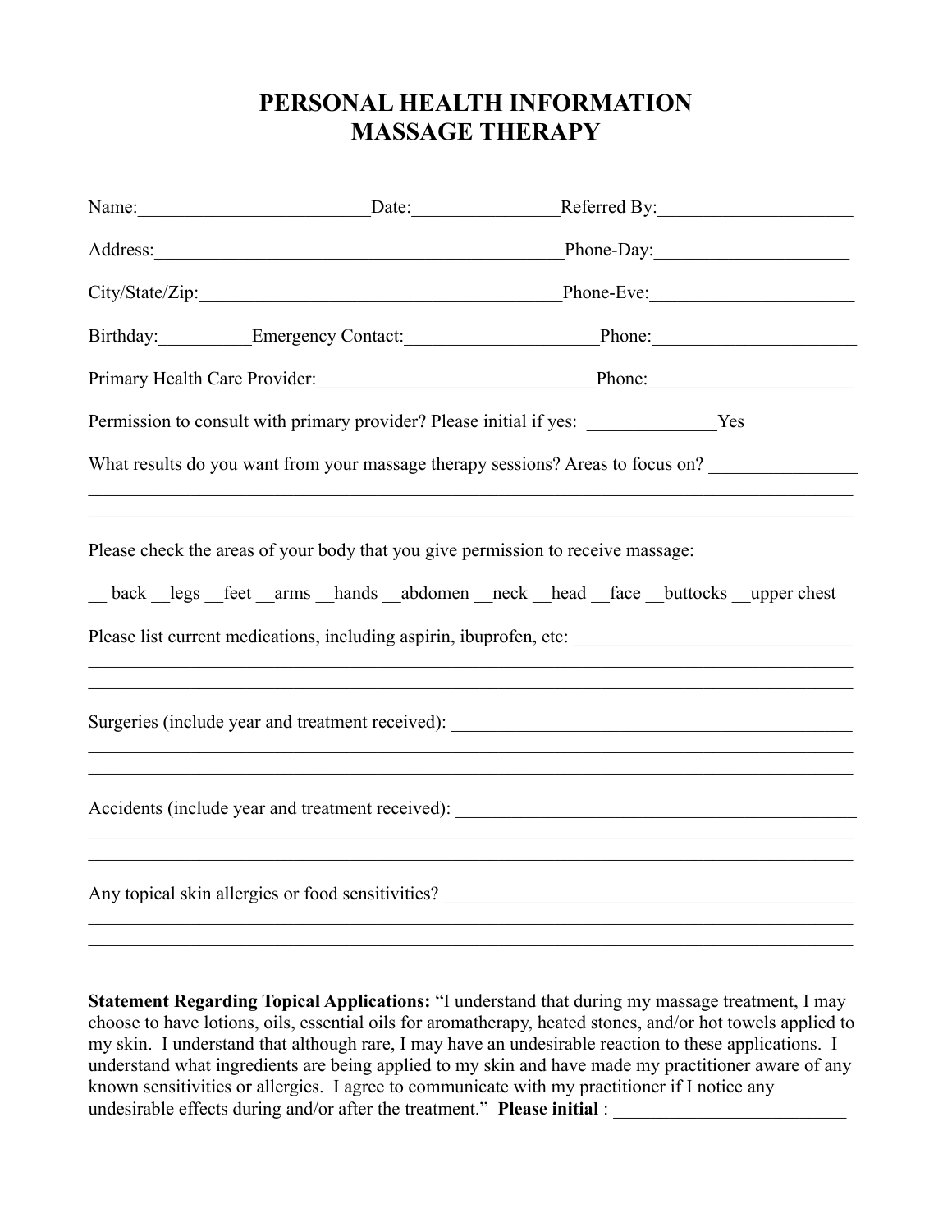# PERSONAL HEALTH INFORMATION
# MASSAGE THERAPY

Name:_________________________Date:________________Referred By:_____________________

Address:_____________________________________________Phone-Day:_____________________

City/State/Zip:_______________________________________Phone-Eve:______________________

Birthday:__________Emergency Contact:_____________________Phone:______________________

Primary Health Care Provider:______________________________Phone:______________________

Permission to consult with primary provider? Please initial if yes: ______________Yes

What results do you want from your massage therapy sessions? Areas to focus on? ________________
_____________________________________________________________________________________
_____________________________________________________________________________________

Please check the areas of your body that you give permission to receive massage:

__ back __legs __feet __arms __hands __abdomen __neck __head __face __buttocks __upper chest

Please list current medications, including aspirin, ibuprofen, etc: ______________________________
_____________________________________________________________________________________
_____________________________________________________________________________________

Surgeries (include year and treatment received): ____________________________________________
_____________________________________________________________________________________
_____________________________________________________________________________________

Accidents (include year and treatment received): ____________________________________________
_____________________________________________________________________________________
_____________________________________________________________________________________

Any topical skin allergies or food sensitivities? ____________________________________________
_____________________________________________________________________________________
_____________________________________________________________________________________

**Statement Regarding Topical Applications:** "I understand that during my massage treatment, I may choose to have lotions, oils, essential oils for aromatherapy, heated stones, and/or hot towels applied to my skin. I understand that although rare, I may have an undesirable reaction to these applications. I understand what ingredients are being applied to my skin and have made my practitioner aware of any known sensitivities or allergies. I agree to communicate with my practitioner if I notice any undesirable effects during and/or after the treatment." **Please initial** : _________________________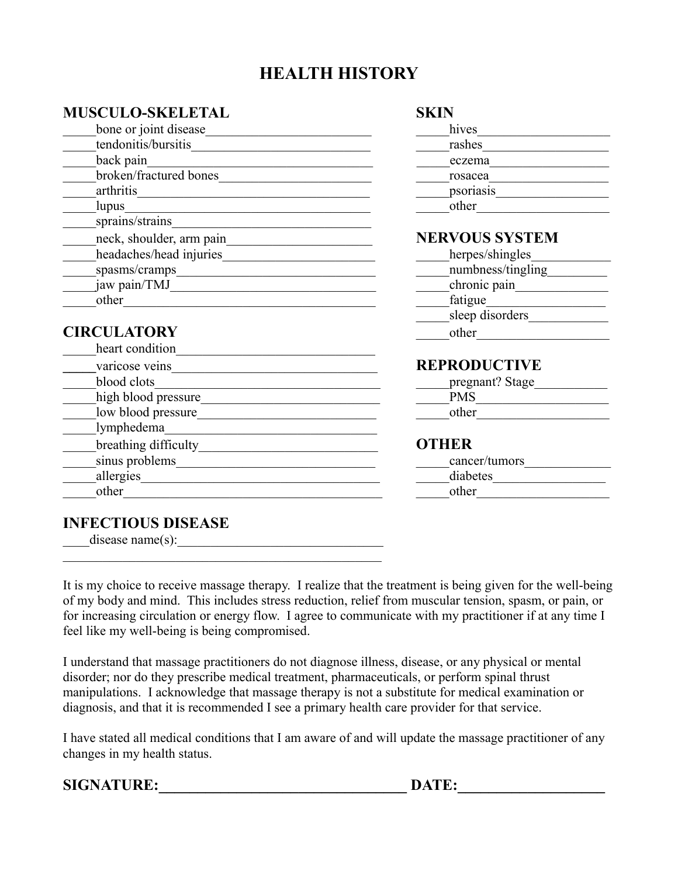# HEALTH HISTORY

## MUSCULO-SKELETAL

_____bone or joint disease__________________________
_____tendonitis/bursitis___________________________
_____back pain________________________________
_____broken/fractured bones______________________
_____arthritis_________________________________
_____lupus___________________________________
_____sprains/strains_____________________________
_____neck, shoulder, arm pain______________________
_____headaches/head injuries______________________
_____spasms/cramps_____________________________
_____jaw pain/TMJ______________________________
_____other____________________________________

## CIRCULATORY

_____heart condition_____________________________
_____varicose veins______________________________
_____blood clots________________________________
_____high blood pressure__________________________
_____low blood pressure___________________________
_____lymphedema_______________________________
_____breathing difficulty__________________________
_____sinus problems_____________________________
_____allergies__________________________________
_____other____________________________________

## INFECTIOUS DISEASE

____disease name(s):_______________________________
__________________________________________________

## SKIN

_____hives___________________
_____rashes__________________
_____eczema_________________
_____rosacea_________________
_____psoriasis________________
_____other__________________

## NERVOUS SYSTEM

_____herpes/shingles____________
_____numbness/tingling_________
_____chronic pain______________
_____fatigue__________________
_____sleep disorders____________
_____other___________________

## REPRODUCTIVE

_____pregnant? Stage___________
_____PMS___________________
_____other___________________

## OTHER

_____cancer/tumors_____________
_____diabetes_________________
_____other___________________

It is my choice to receive massage therapy. I realize that the treatment is being given for the well-being of my body and mind. This includes stress reduction, relief from muscular tension, spasm, or pain, or for increasing circulation or energy flow. I agree to communicate with my practitioner if at any time I feel like my well-being is being compromised.

I understand that massage practitioners do not diagnose illness, disease, or any physical or mental disorder; nor do they prescribe medical treatment, pharmaceuticals, or perform spinal thrust manipulations. I acknowledge that massage therapy is not a substitute for medical examination or diagnosis, and that it is recommended I see a primary health care provider for that service.

I have stated all medical conditions that I am aware of and will update the massage practitioner of any changes in my health status.

**SIGNATURE:_________________________________ DATE:___________________**